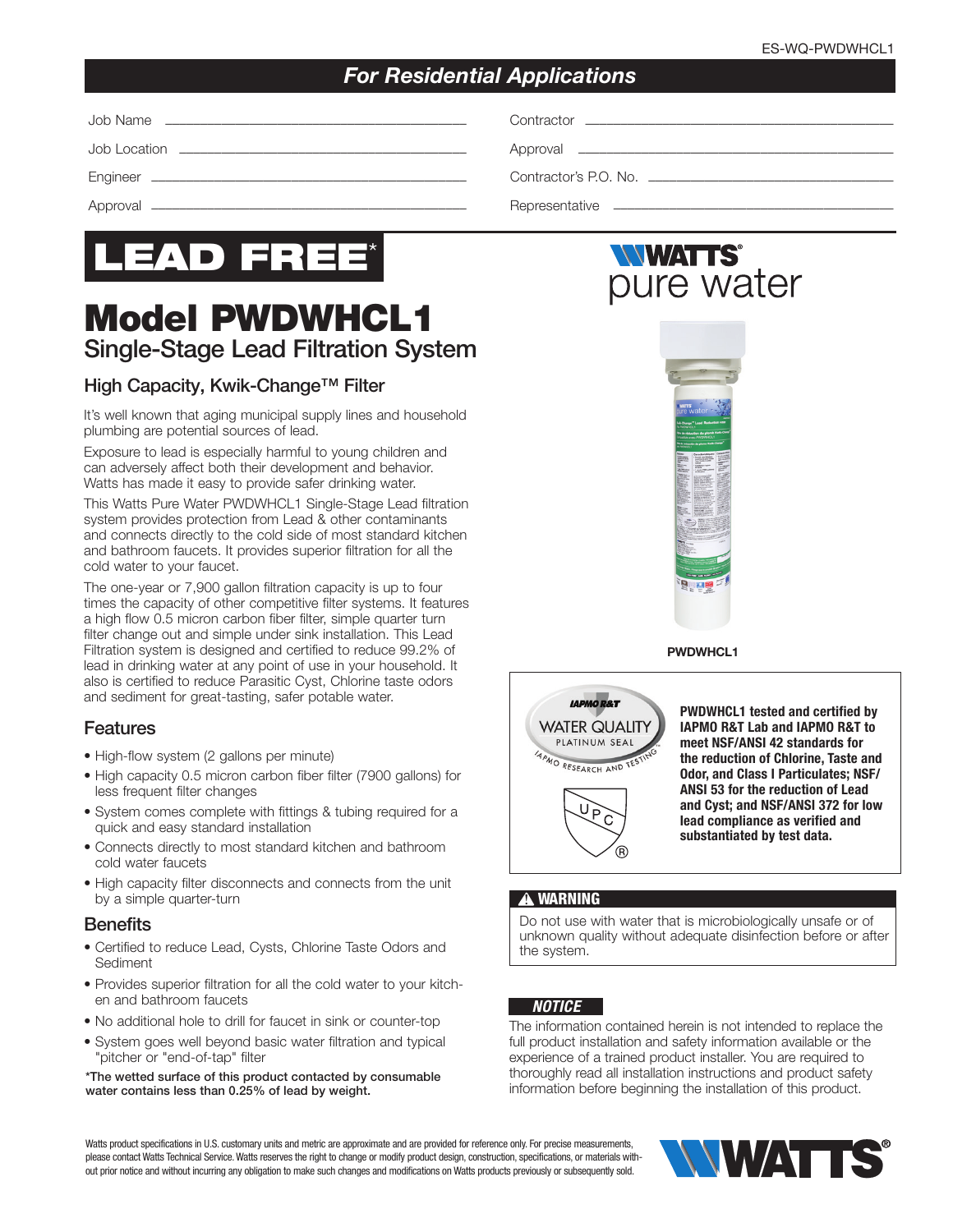ES-WQ-PWDWHCL1

## *For Residential Applications*

| | | | |
|---|---|---|---|
| Job Name | | Contractor | |
| Job Location | | Approval | |
| Engineer | | Contractor's P.O. No. | |
| Approval | | Representative | |

# LEAD FREE*

# Model PWDWHCL1

## Single-Stage Lead Filtration System

### High Capacity, Kwik-Change™ Filter

It's well known that aging municipal supply lines and household plumbing are potential sources of lead.

Exposure to lead is especially harmful to young children and can adversely affect both their development and behavior. Watts has made it easy to provide safer drinking water.

This Watts Pure Water PWDWHCL1 Single-Stage Lead filtration system provides protection from Lead & other contaminants and connects directly to the cold side of most standard kitchen and bathroom faucets. It provides superior filtration for all the cold water to your faucet.

The one-year or 7,900 gallon filtration capacity is up to four times the capacity of other competitive filter systems. It features a high flow 0.5 micron carbon fiber filter, simple quarter turn filter change out and simple under sink installation. This Lead Filtration system is designed and certified to reduce 99.2% of lead in drinking water at any point of use in your household. It also is certified to reduce Parasitic Cyst, Chlorine taste odors and sediment for great-tasting, safer potable water.

### Features

- High-flow system (2 gallons per minute)
- High capacity 0.5 micron carbon fiber filter (7900 gallons) for less frequent filter changes
- System comes complete with fittings & tubing required for a quick and easy standard installation
- Connects directly to most standard kitchen and bathroom cold water faucets
- High capacity filter disconnects and connects from the unit by a simple quarter-turn

### Benefits

- Certified to reduce Lead, Cysts, Chlorine Taste Odors and Sediment
- Provides superior filtration for all the cold water to your kitchen and bathroom faucets
- No additional hole to drill for faucet in sink or counter-top
- System goes well beyond basic water filtration and typical "pitcher or "end-of-tap" filter

**\*The wetted surface of this product contacted by consumable water contains less than 0.25% of lead by weight.**

WATTS pure water

**PWDWHCL1**

IAPMO R&T WATER QUALITY PLATINUM SEAL — IAPMO RESEARCH AND TESTING

UPC

**PWDWHCL1 tested and certified by IAPMO R&T Lab and IAPMO R&T to meet NSF/ANSI 42 standards for the reduction of Chlorine, Taste and Odor, and Class I Particulates; NSF/ANSI 53 for the reduction of Lead and Cyst; and NSF/ANSI 372 for low lead compliance as verified and substantiated by test data.**

**⚠ WARNING**

Do not use with water that is microbiologically unsafe or of unknown quality without adequate disinfection before or after the system.

***NOTICE***

The information contained herein is not intended to replace the full product installation and safety information available or the experience of a trained product installer. You are required to thoroughly read all installation instructions and product safety information before beginning the installation of this product.

Watts product specifications in U.S. customary units and metric are approximate and are provided for reference only. For precise measurements, please contact Watts Technical Service. Watts reserves the right to change or modify product design, construction, specifications, or materials without prior notice and without incurring any obligation to make such changes and modifications on Watts products previously or subsequently sold.

WATTS®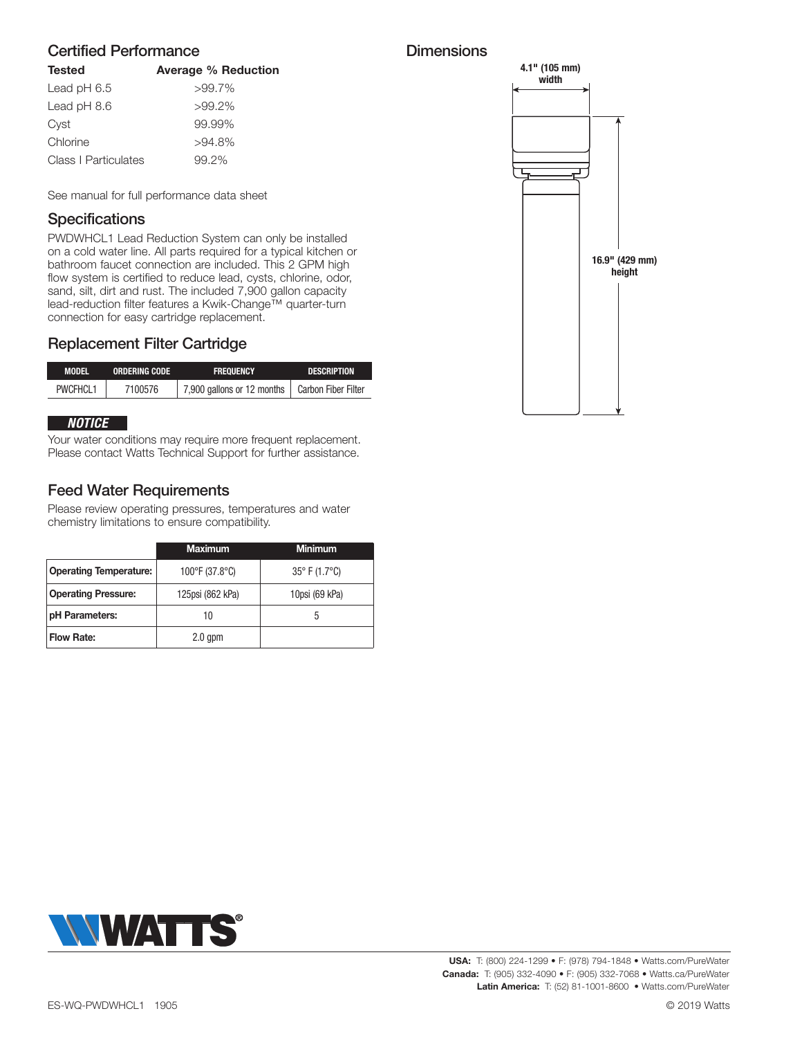## Certified Performance

| Tested | Average % Reduction |
|---|---|
| Lead pH 6.5 | >99.7% |
| Lead pH 8.6 | >99.2% |
| Cyst | 99.99% |
| Chlorine | >94.8% |
| Class I Particulates | 99.2% |

See manual for full performance data sheet

## Specifications

PWDWHCL1 Lead Reduction System can only be installed on a cold water line. All parts required for a typical kitchen or bathroom faucet connection are included. This 2 GPM high flow system is certified to reduce lead, cysts, chlorine, odor, sand, silt, dirt and rust. The included 7,900 gallon capacity lead-reduction filter features a Kwik-Change™ quarter-turn connection for easy cartridge replacement.

## Replacement Filter Cartridge

| MODEL | ORDERING CODE | FREQUENCY | DESCRIPTION |
|---|---|---|---|
| PWCFHCL1 | 7100576 | 7,900 gallons or 12 months | Carbon Fiber Filter |

***NOTICE***

Your water conditions may require more frequent replacement. Please contact Watts Technical Support for further assistance.

## Feed Water Requirements

Please review operating pressures, temperatures and water chemistry limitations to ensure compatibility.

| | Maximum | Minimum |
|---|---|---|
| **Operating Temperature:** | 100°F (37.8°C) | 35° F (1.7°C) |
| **Operating Pressure:** | 125psi (862 kPa) | 10psi (69 kPa) |
| **pH Parameters:** | 10 | 5 |
| **Flow Rate:** | 2.0 gpm | |

## Dimensions

4.1" (105 mm) width

16.9" (429 mm) height

WATTS®

**USA:** T: (800) 224-1299 • F: (978) 794-1848 • Watts.com/PureWater
**Canada:** T: (905) 332-4090 • F: (905) 332-7068 • Watts.ca/PureWater
**Latin America:** T: (52) 81-1001-8600 • Watts.com/PureWater

ES-WQ-PWDWHCL1 1905

© 2019 Watts